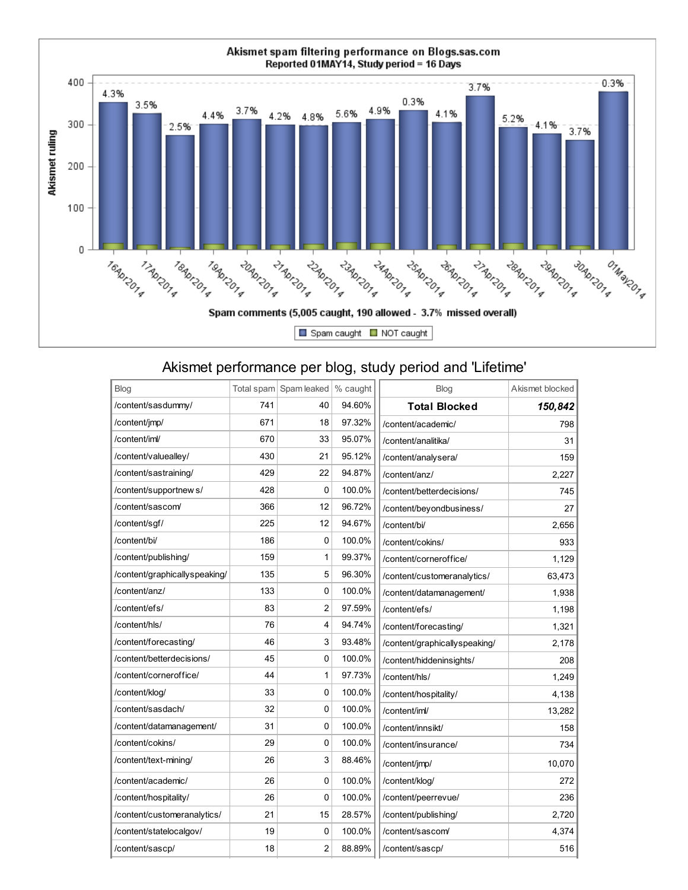**Akismet spam filtering performance on Blogs.sas.com**
**Reported 01MAY14, Study period = 16 Days**

| Date | % missed |
|---|---|
| 16Apr2014 | 4.3% |
| 17Apr2014 | 3.5% |
| 18Apr2014 | 2.5% |
| 19Apr2014 | 4.4% |
| 20Apr2014 | 3.7% |
| 21Apr2014 | 4.2% |
| 22Apr2014 | 4.8% |
| 23Apr2014 | 5.6% |
| 24Apr2014 | 4.9% |
| 25Apr2014 | 0.3% |
| 26Apr2014 | 4.1% |
| 27Apr2014 | 3.7% |
| 28Apr2014 | 5.2% |
| 29Apr2014 | 4.1% |
| 30Apr2014 | 3.7% |
| 01May2014 | 0.3% |

Akismet ruling

Spam comments (5,005 caught, 190 allowed - 3.7% missed overall)

Spam caught | NOT caught

## Akismet performance per blog, study period and 'Lifetime'

| Blog | Total spam | Spam leaked | % caught |
|---|---|---|---|
| /content/sasdummy/ | 741 | 40 | 94.60% |
| /content/jmp/ | 671 | 18 | 97.32% |
| /content/iml/ | 670 | 33 | 95.07% |
| /content/valuealley/ | 430 | 21 | 95.12% |
| /content/sastraining/ | 429 | 22 | 94.87% |
| /content/supportnew s/ | 428 | 0 | 100.0% |
| /content/sascom/ | 366 | 12 | 96.72% |
| /content/sgf/ | 225 | 12 | 94.67% |
| /content/bi/ | 186 | 0 | 100.0% |
| /content/publishing/ | 159 | 1 | 99.37% |
| /content/graphicallyspeaking/ | 135 | 5 | 96.30% |
| /content/anz/ | 133 | 0 | 100.0% |
| /content/efs/ | 83 | 2 | 97.59% |
| /content/hls/ | 76 | 4 | 94.74% |
| /content/forecasting/ | 46 | 3 | 93.48% |
| /content/betterdecisions/ | 45 | 0 | 100.0% |
| /content/corneroffice/ | 44 | 1 | 97.73% |
| /content/klog/ | 33 | 0 | 100.0% |
| /content/sasdach/ | 32 | 0 | 100.0% |
| /content/datamanagement/ | 31 | 0 | 100.0% |
| /content/cokins/ | 29 | 0 | 100.0% |
| /content/text-mining/ | 26 | 3 | 88.46% |
| /content/academic/ | 26 | 0 | 100.0% |
| /content/hospitality/ | 26 | 0 | 100.0% |
| /content/customeranalytics/ | 21 | 15 | 28.57% |
| /content/statelocalgov/ | 19 | 0 | 100.0% |
| /content/sascp/ | 18 | 2 | 88.89% |

| Blog | Akismet blocked |
|---|---|
| **Total Blocked** | ***150,842*** |
| /content/academic/ | 798 |
| /content/analitika/ | 31 |
| /content/analysera/ | 159 |
| /content/anz/ | 2,227 |
| /content/betterdecisions/ | 745 |
| /content/beyondbusiness/ | 27 |
| /content/bi/ | 2,656 |
| /content/cokins/ | 933 |
| /content/corneroffice/ | 1,129 |
| /content/customeranalytics/ | 63,473 |
| /content/datamanagement/ | 1,938 |
| /content/efs/ | 1,198 |
| /content/forecasting/ | 1,321 |
| /content/graphicallyspeaking/ | 2,178 |
| /content/hiddeninsights/ | 208 |
| /content/hls/ | 1,249 |
| /content/hospitality/ | 4,138 |
| /content/iml/ | 13,282 |
| /content/innsikt/ | 158 |
| /content/insurance/ | 734 |
| /content/jmp/ | 10,070 |
| /content/klog/ | 272 |
| /content/peerrevue/ | 236 |
| /content/publishing/ | 2,720 |
| /content/sascom/ | 4,374 |
| /content/sascp/ | 516 |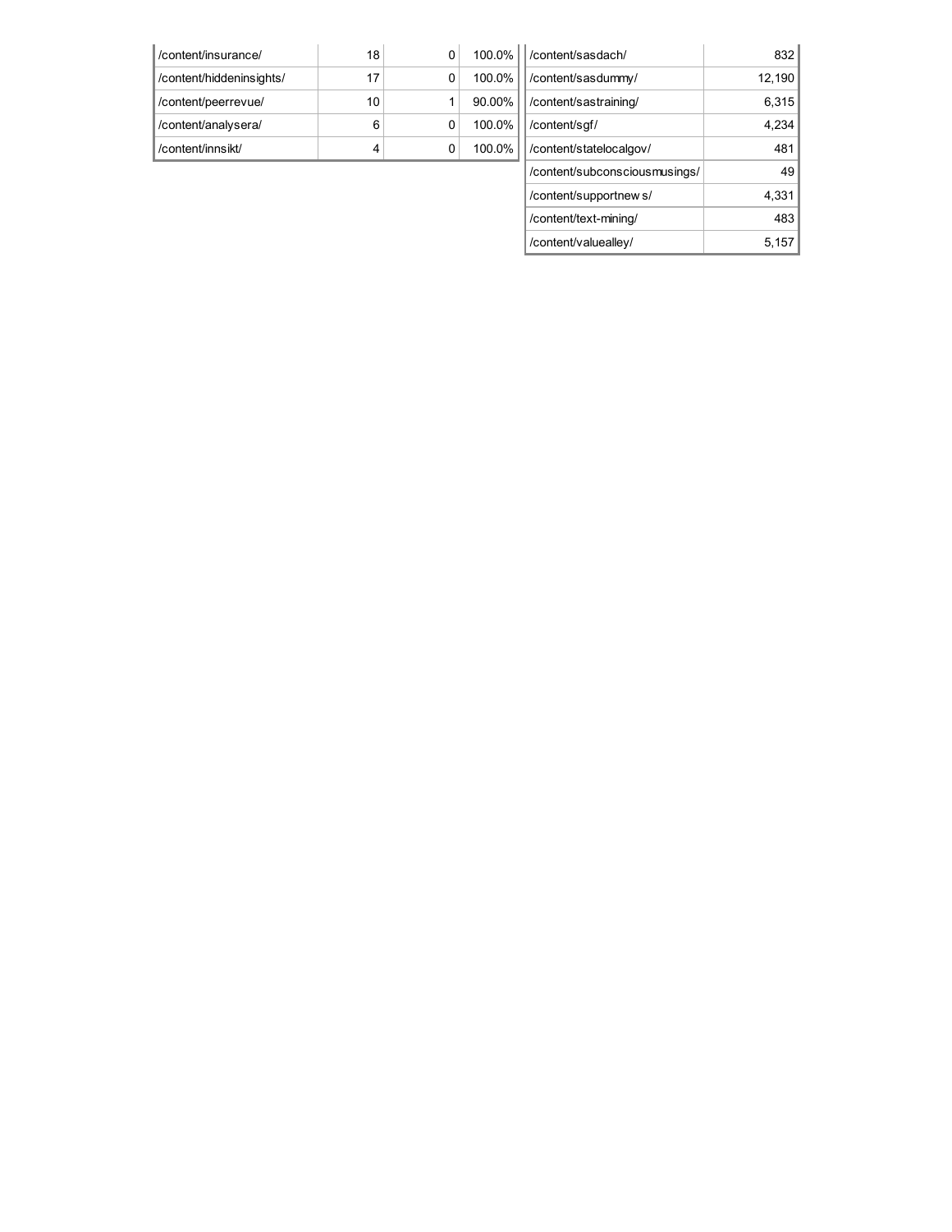| | | | |
|---|---|---|---|
| /content/insurance/ | 18 | 0 | 100.0% |
| /content/hiddeninsights/ | 17 | 0 | 100.0% |
| /content/peerrevue/ | 10 | 1 | 90.00% |
| /content/analysera/ | 6 | 0 | 100.0% |
| /content/innsikt/ | 4 | 0 | 100.0% |

| | |
|---|---|
| /content/sasdach/ | 832 |
| /content/sasdummy/ | 12,190 |
| /content/sastraining/ | 6,315 |
| /content/sgf/ | 4,234 |
| /content/statelocalgov/ | 481 |
| /content/subconsciousmusings/ | 49 |
| /content/supportnews/ | 4,331 |
| /content/text-mining/ | 483 |
| /content/valuealley/ | 5,157 |